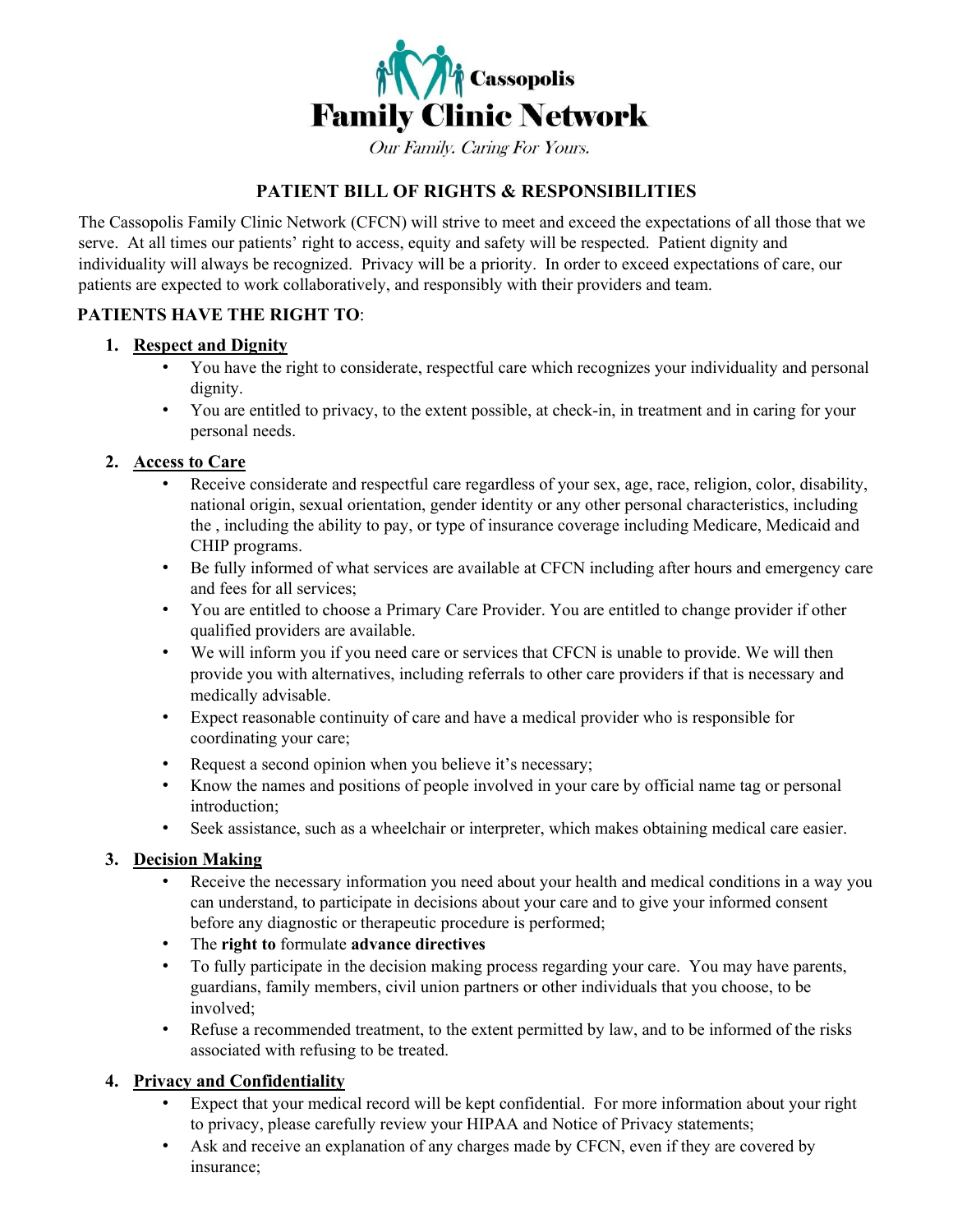**Cassopolis**

# Family Clinic Network

*Our Family. Caring For Yours.*

## PATIENT BILL OF RIGHTS & RESPONSIBILITIES

The Cassopolis Family Clinic Network (CFCN) will strive to meet and exceed the expectations of all those that we serve. At all times our patients' right to access, equity and safety will be respected. Patient dignity and individuality will always be recognized. Privacy will be a priority. In order to exceed expectations of care, our patients are expected to work collaboratively, and responsibly with their providers and team.

**PATIENTS HAVE THE RIGHT TO**:

1. **Respect and Dignity**
   - You have the right to considerate, respectful care which recognizes your individuality and personal dignity.
   - You are entitled to privacy, to the extent possible, at check-in, in treatment and in caring for your personal needs.

2. **Access to Care**
   - Receive considerate and respectful care regardless of your sex, age, race, religion, color, disability, national origin, sexual orientation, gender identity or any other personal characteristics, including the , including the ability to pay, or type of insurance coverage including Medicare, Medicaid and CHIP programs.
   - Be fully informed of what services are available at CFCN including after hours and emergency care and fees for all services;
   - You are entitled to choose a Primary Care Provider. You are entitled to change provider if other qualified providers are available.
   - We will inform you if you need care or services that CFCN is unable to provide. We will then provide you with alternatives, including referrals to other care providers if that is necessary and medically advisable.
   - Expect reasonable continuity of care and have a medical provider who is responsible for coordinating your care;
   - Request a second opinion when you believe it's necessary;
   - Know the names and positions of people involved in your care by official name tag or personal introduction;
   - Seek assistance, such as a wheelchair or interpreter, which makes obtaining medical care easier.

3. **Decision Making**
   - Receive the necessary information you need about your health and medical conditions in a way you can understand, to participate in decisions about your care and to give your informed consent before any diagnostic or therapeutic procedure is performed;
   - The **right to** formulate **advance directives**
   - To fully participate in the decision making process regarding your care. You may have parents, guardians, family members, civil union partners or other individuals that you choose, to be involved;
   - Refuse a recommended treatment, to the extent permitted by law, and to be informed of the risks associated with refusing to be treated.

4. **Privacy and Confidentiality**
   - Expect that your medical record will be kept confidential. For more information about your right to privacy, please carefully review your HIPAA and Notice of Privacy statements;
   - Ask and receive an explanation of any charges made by CFCN, even if they are covered by insurance;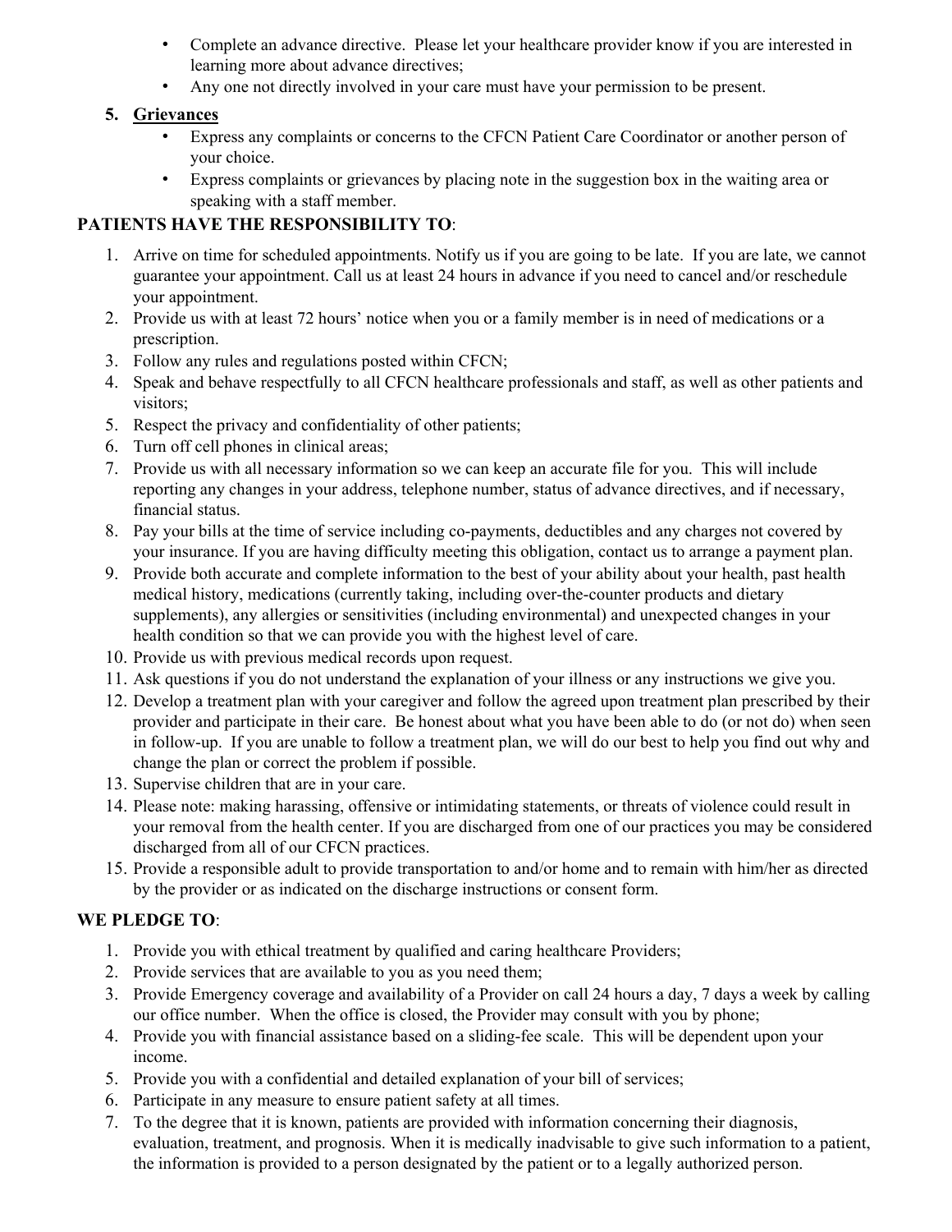- Complete an advance directive. Please let your healthcare provider know if you are interested in learning more about advance directives;
- Any one not directly involved in your care must have your permission to be present.

5. **Grievances**
   - Express any complaints or concerns to the CFCN Patient Care Coordinator or another person of your choice.
   - Express complaints or grievances by placing note in the suggestion box in the waiting area or speaking with a staff member.

**PATIENTS HAVE THE RESPONSIBILITY TO**:

1. Arrive on time for scheduled appointments. Notify us if you are going to be late. If you are late, we cannot guarantee your appointment. Call us at least 24 hours in advance if you need to cancel and/or reschedule your appointment.
2. Provide us with at least 72 hours' notice when you or a family member is in need of medications or a prescription.
3. Follow any rules and regulations posted within CFCN;
4. Speak and behave respectfully to all CFCN healthcare professionals and staff, as well as other patients and visitors;
5. Respect the privacy and confidentiality of other patients;
6. Turn off cell phones in clinical areas;
7. Provide us with all necessary information so we can keep an accurate file for you. This will include reporting any changes in your address, telephone number, status of advance directives, and if necessary, financial status.
8. Pay your bills at the time of service including co-payments, deductibles and any charges not covered by your insurance. If you are having difficulty meeting this obligation, contact us to arrange a payment plan.
9. Provide both accurate and complete information to the best of your ability about your health, past health medical history, medications (currently taking, including over-the-counter products and dietary supplements), any allergies or sensitivities (including environmental) and unexpected changes in your health condition so that we can provide you with the highest level of care.
10. Provide us with previous medical records upon request.
11. Ask questions if you do not understand the explanation of your illness or any instructions we give you.
12. Develop a treatment plan with your caregiver and follow the agreed upon treatment plan prescribed by their provider and participate in their care. Be honest about what you have been able to do (or not do) when seen in follow-up. If you are unable to follow a treatment plan, we will do our best to help you find out why and change the plan or correct the problem if possible.
13. Supervise children that are in your care.
14. Please note: making harassing, offensive or intimidating statements, or threats of violence could result in your removal from the health center. If you are discharged from one of our practices you may be considered discharged from all of our CFCN practices.
15. Provide a responsible adult to provide transportation to and/or home and to remain with him/her as directed by the provider or as indicated on the discharge instructions or consent form.

**WE PLEDGE TO**:

1. Provide you with ethical treatment by qualified and caring healthcare Providers;
2. Provide services that are available to you as you need them;
3. Provide Emergency coverage and availability of a Provider on call 24 hours a day, 7 days a week by calling our office number. When the office is closed, the Provider may consult with you by phone;
4. Provide you with financial assistance based on a sliding-fee scale. This will be dependent upon your income.
5. Provide you with a confidential and detailed explanation of your bill of services;
6. Participate in any measure to ensure patient safety at all times.
7. To the degree that it is known, patients are provided with information concerning their diagnosis, evaluation, treatment, and prognosis. When it is medically inadvisable to give such information to a patient, the information is provided to a person designated by the patient or to a legally authorized person.